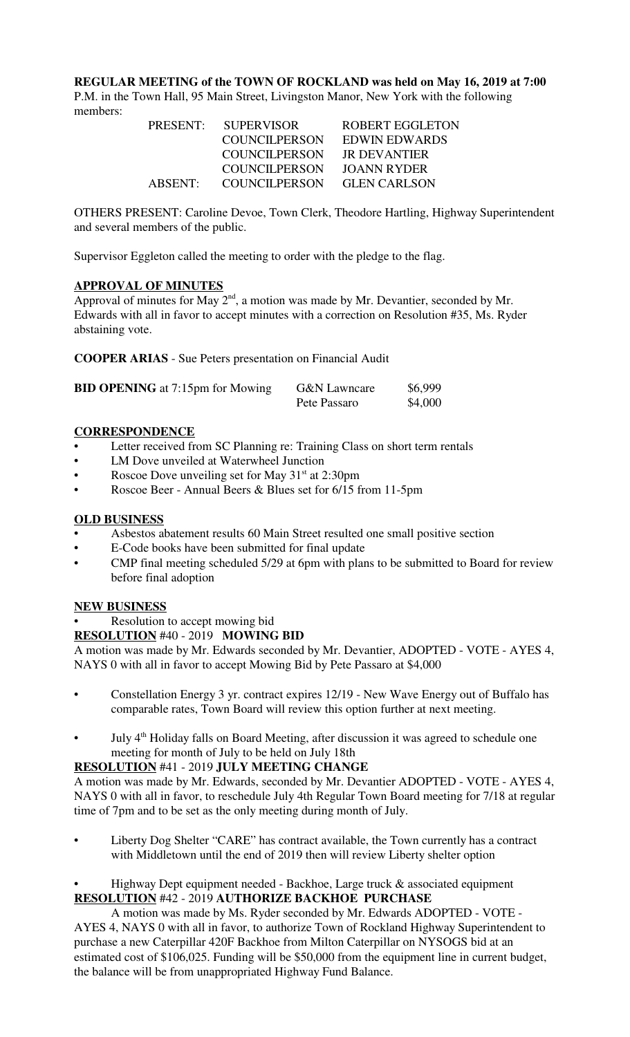**REGULAR MEETING of the TOWN OF ROCKLAND was held on May 16, 2019 at 7:00** P.M. in the Town Hall, 95 Main Street, Livingston Manor, New York with the following members:

| | | |
|---|---|---|
| PRESENT: | SUPERVISOR | ROBERT EGGLETON |
| | COUNCILPERSON | EDWIN EDWARDS |
| | COUNCILPERSON | JR DEVANTIER |
| | COUNCILPERSON | JOANN RYDER |
| ABSENT: | COUNCILPERSON | GLEN CARLSON |

OTHERS PRESENT: Caroline Devoe, Town Clerk, Theodore Hartling, Highway Superintendent and several members of the public.

Supervisor Eggleton called the meeting to order with the pledge to the flag.

**APPROVAL OF MINUTES**

Approval of minutes for May 2nd, a motion was made by Mr. Devantier, seconded by Mr. Edwards with all in favor to accept minutes with a correction on Resolution #35, Ms. Ryder abstaining vote.

**COOPER ARIAS** - Sue Peters presentation on Financial Audit

| | | |
|---|---|---|
| **BID OPENING** at 7:15pm for Mowing | G&N Lawncare | $6,999 |
| | Pete Passaro | $4,000 |

**CORRESPONDENCE**

- Letter received from SC Planning re: Training Class on short term rentals
- LM Dove unveiled at Waterwheel Junction
- Roscoe Dove unveiling set for May 31st at 2:30pm
- Roscoe Beer - Annual Beers & Blues set for 6/15 from 11-5pm

**OLD BUSINESS**

- Asbestos abatement results 60 Main Street resulted one small positive section
- E-Code books have been submitted for final update
- CMP final meeting scheduled 5/29 at 6pm with plans to be submitted to Board for review before final adoption

**NEW BUSINESS**

- Resolution to accept mowing bid

**RESOLUTION** #40 - 2019 **MOWING BID**

A motion was made by Mr. Edwards seconded by Mr. Devantier, ADOPTED - VOTE - AYES 4, NAYS 0 with all in favor to accept Mowing Bid by Pete Passaro at $4,000

- Constellation Energy 3 yr. contract expires 12/19 - New Wave Energy out of Buffalo has comparable rates, Town Board will review this option further at next meeting.

- July 4th Holiday falls on Board Meeting, after discussion it was agreed to schedule one meeting for month of July to be held on July 18th

**RESOLUTION** #41 - 2019 **JULY MEETING CHANGE**

A motion was made by Mr. Edwards, seconded by Mr. Devantier ADOPTED - VOTE - AYES 4, NAYS 0 with all in favor, to reschedule July 4th Regular Town Board meeting for 7/18 at regular time of 7pm and to be set as the only meeting during month of July.

- Liberty Dog Shelter "CARE" has contract available, the Town currently has a contract with Middletown until the end of 2019 then will review Liberty shelter option

- Highway Dept equipment needed - Backhoe, Large truck & associated equipment

**RESOLUTION** #42 - 2019 **AUTHORIZE BACKHOE PURCHASE**

A motion was made by Ms. Ryder seconded by Mr. Edwards ADOPTED - VOTE - AYES 4, NAYS 0 with all in favor, to authorize Town of Rockland Highway Superintendent to purchase a new Caterpillar 420F Backhoe from Milton Caterpillar on NYSOGS bid at an estimated cost of $106,025. Funding will be $50,000 from the equipment line in current budget, the balance will be from unappropriated Highway Fund Balance.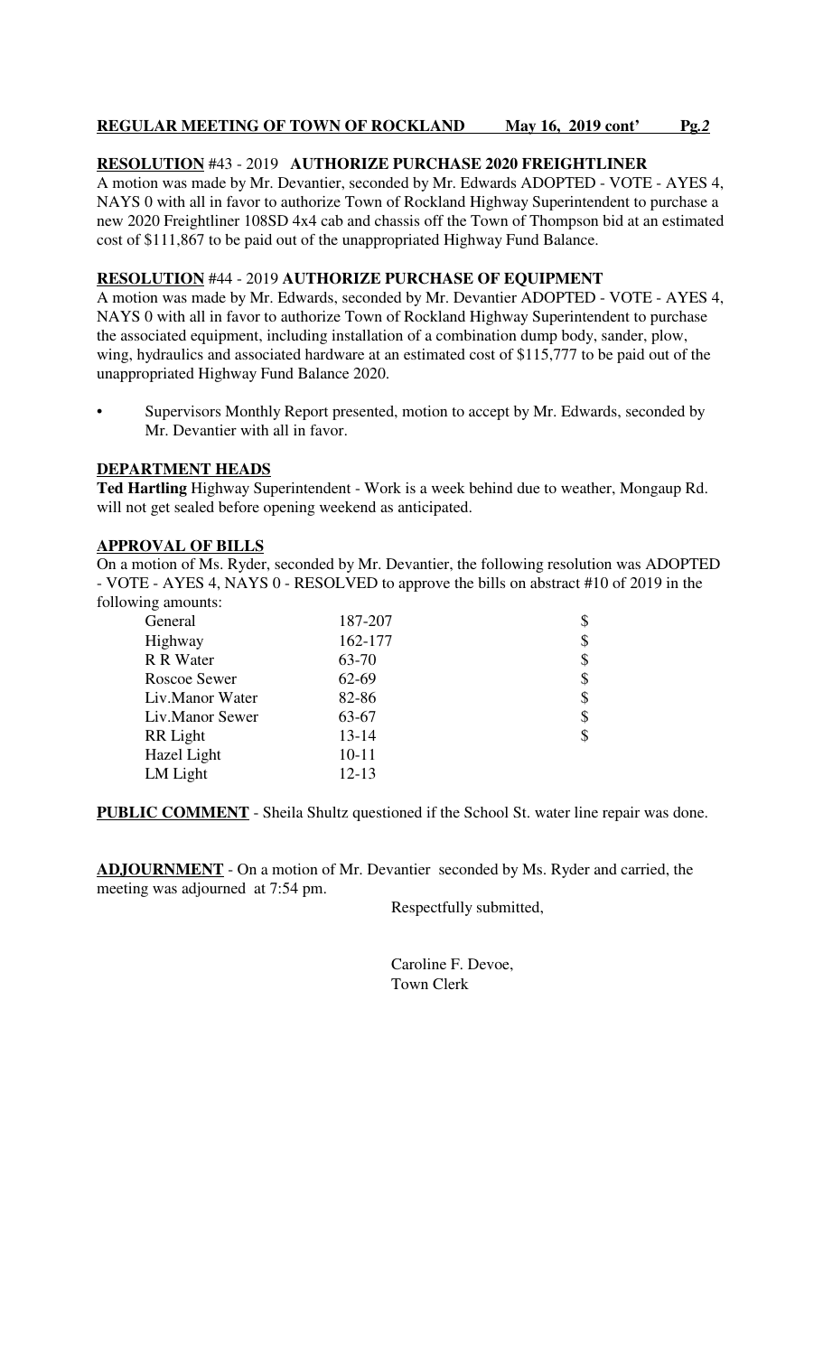**REGULAR MEETING OF TOWN OF ROCKLAND May 16, 2019 cont' Pg.2**

**RESOLUTION #43 - 2019 AUTHORIZE PURCHASE 2020 FREIGHTLINER**
A motion was made by Mr. Devantier, seconded by Mr. Edwards ADOPTED - VOTE - AYES 4, NAYS 0 with all in favor to authorize Town of Rockland Highway Superintendent to purchase a new 2020 Freightliner 108SD 4x4 cab and chassis off the Town of Thompson bid at an estimated cost of $111,867 to be paid out of the unappropriated Highway Fund Balance.

**RESOLUTION #44 - 2019 AUTHORIZE PURCHASE OF EQUIPMENT**
A motion was made by Mr. Edwards, seconded by Mr. Devantier ADOPTED - VOTE - AYES 4, NAYS 0 with all in favor to authorize Town of Rockland Highway Superintendent to purchase the associated equipment, including installation of a combination dump body, sander, plow, wing, hydraulics and associated hardware at an estimated cost of $115,777 to be paid out of the unappropriated Highway Fund Balance 2020.

- Supervisors Monthly Report presented, motion to accept by Mr. Edwards, seconded by Mr. Devantier with all in favor.

**DEPARTMENT HEADS**
**Ted Hartling** Highway Superintendent - Work is a week behind due to weather, Mongaup Rd. will not get sealed before opening weekend as anticipated.

**APPROVAL OF BILLS**
On a motion of Ms. Ryder, seconded by Mr. Devantier, the following resolution was ADOPTED - VOTE - AYES 4, NAYS 0 - RESOLVED to approve the bills on abstract #10 of 2019 in the following amounts:

| | | |
|---|---|---|
| General | 187-207 | $ |
| Highway | 162-177 | $ |
| R R Water | 63-70 | $ |
| Roscoe Sewer | 62-69 | $ |
| Liv.Manor Water | 82-86 | $ |
| Liv.Manor Sewer | 63-67 | $ |
| RR Light | 13-14 | $ |
| Hazel Light | 10-11 | |
| LM Light | 12-13 | |

**PUBLIC COMMENT** - Sheila Shultz questioned if the School St. water line repair was done.

**ADJOURNMENT** - On a motion of Mr. Devantier seconded by Ms. Ryder and carried, the meeting was adjourned at 7:54 pm.

Respectfully submitted,

Caroline F. Devoe,
Town Clerk